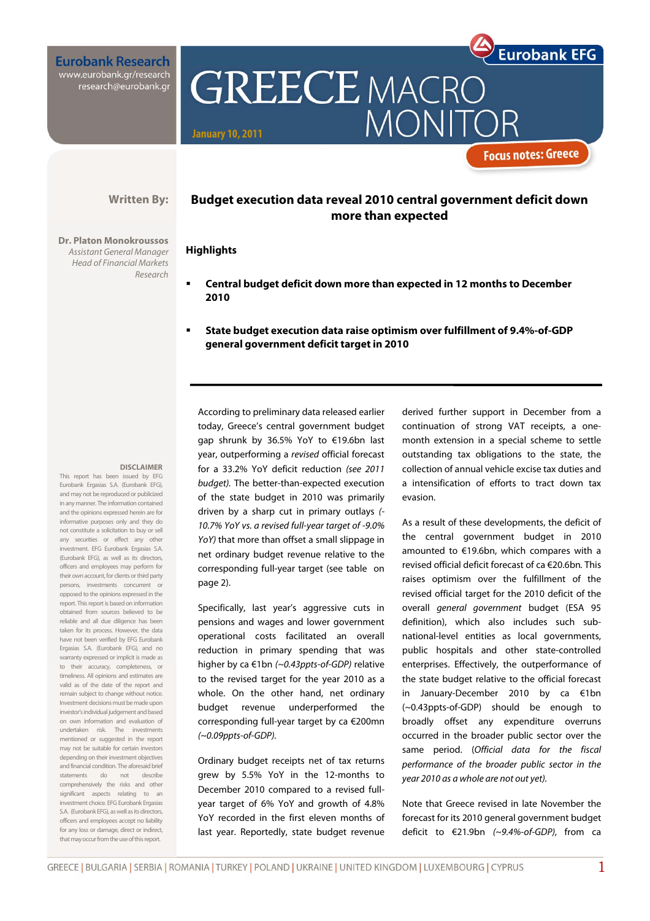Eurobank Research
www.eurobank.gr/research
research@eurobank.gr

Eurobank EFG

# GREECE MACRO MONITOR

January 10, 2011

Focus notes: Greece

**Written By:**

**Dr. Platon Monokroussos**
*Assistant General Manager*
*Head of Financial Markets Research*

## Budget execution data reveal 2010 central government deficit down more than expected

### Highlights

- **Central budget deficit down more than expected in 12 months to December 2010**
- **State budget execution data raise optimism over fulfillment of 9.4%-of-GDP general government deficit target in 2010**

According to preliminary data released earlier today, Greece's central government budget gap shrunk by 36.5% YoY to €19.6bn last year, outperforming a *revised* official forecast for a 33.2% YoY deficit reduction *(see 2011 budget)*. The better-than-expected execution of the state budget in 2010 was primarily driven by a sharp cut in primary outlays *(-10.7% YoY vs. a revised full-year target of -9.0% YoY)* that more than offset a small slippage in net ordinary budget revenue relative to the corresponding full-year target (see table on page 2).

Specifically, last year's aggressive cuts in pensions and wages and lower government operational costs facilitated an overall reduction in primary spending that was higher by ca €1bn *(~0.43ppts-of-GDP)* relative to the revised target for the year 2010 as a whole. On the other hand, net ordinary budget revenue underperformed the corresponding full-year target by ca €200mn *(~0.09ppts-of-GDP)*.

Ordinary budget receipts net of tax returns grew by 5.5% YoY in the 12-months to December 2010 compared to a revised full-year target of 6% YoY and growth of 4.8% YoY recorded in the first eleven months of last year. Reportedly, state budget revenue derived further support in December from a continuation of strong VAT receipts, a one-month extension in a special scheme to settle outstanding tax obligations to the state, the collection of annual vehicle excise tax duties and a intensification of efforts to tract down tax evasion.

As a result of these developments, the deficit of the central government budget in 2010 amounted to €19.6bn, which compares with a revised official deficit forecast of ca €20.6bn. This raises optimism over the fulfillment of the revised official target for the 2010 deficit of the overall *general government* budget (ESA 95 definition), which also includes such sub-national-level entities as local governments, public hospitals and other state-controlled enterprises. Effectively, the outperformance of the state budget relative to the official forecast in January-December 2010 by ca €1bn (~0.43ppts-of-GDP) should be enough to broadly offset any expenditure overruns occurred in the broader public sector over the same period. (*Official data for the fiscal performance of the broader public sector in the year 2010 as a whole are not out yet).*

Note that Greece revised in late November the forecast for its 2010 general government budget deficit to €21.9bn *(~9.4%-of-GDP)*, from ca

**DISCLAIMER**
This report has been issued by EFG Eurobank Ergasias S.A. (Eurobank EFG), and may not be reproduced or publicized in any manner. The information contained and the opinions expressed herein are for informative purposes only and they do not constitute a solicitation to buy or sell any securities or effect any other investment. EFG Eurobank Ergasias S.A. (Eurobank EFG), as well as its directors, officers and employees may perform for their own account, for clients or third party persons, investments concurrent or opposed to the opinions expressed in the report. This report is based on information obtained from sources believed to be reliable and all due diligence has been taken for its process. However, the data have not been verified by EFG Eurobank Ergasias S.A. (Eurobank EFG), and no warranty expressed or implicit is made as to their accuracy, completeness, or timeliness. All opinions and estimates are valid as of the date of the report and remain subject to change without notice. Investment decisions must be made upon investor's individual judgement and based on own information and evaluation of undertaken risk. The investments mentioned or suggested in the report may not be suitable for certain investors depending on their investment objectives and financial condition. The aforesaid brief statements do not describe comprehensively the risks and other significant aspects relating to an investment choice. EFG Eurobank Ergasias S.A. (Eurobank EFG), as well as its directors, officers and employees accept no liability for any loss or damage, direct or indirect, that may occur from the use of this report.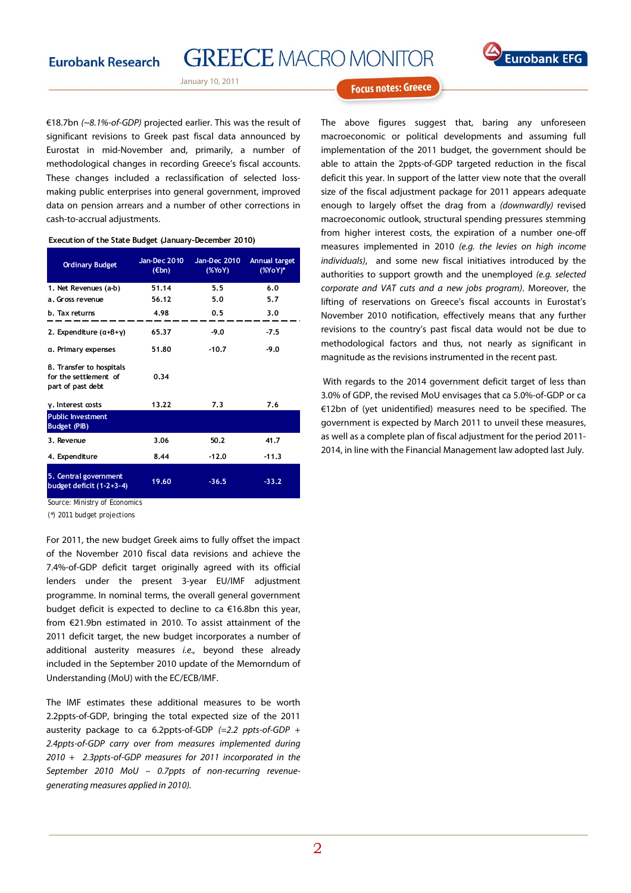€18.7bn *(~8.1%-of-GDP)* projected earlier. This was the result of significant revisions to Greek past fiscal data announced by Eurostat in mid-November and, primarily, a number of methodological changes in recording Greece's fiscal accounts. These changes included a reclassification of selected loss-making public enterprises into general government, improved data on pension arrears and a number of other corrections in cash-to-accrual adjustments.

**Execution of the State Budget (January-December 2010)**

| Ordinary Budget | Jan-Dec 2010 (€bn) | Jan-Dec 2010 (%YoY) | Annual target (%YoY)* |
|---|---|---|---|
| 1. Net Revenues (a-b) | 51.14 | 5.5 | 6.0 |
| a. Gross revenue | 56.12 | 5.0 | 5.7 |
| b. Tax returns | 4.98 | 0.5 | 3.0 |
| 2. Expenditure (α+β+γ) | 65.37 | -9.0 | -7.5 |
| α. Primary expenses | 51.80 | -10.7 | -9.0 |
| β. Transfer to hospitals for the settlement of part of past debt | 0.34 | | |
| γ. Interest costs | 13.22 | 7.3 | 7.6 |
| **Public Investment Budget (PIB)** | | | |
| 3. Revenue | 3.06 | 50.2 | 41.7 |
| 4. Expenditure | 8.44 | -12.0 | -11.3 |
| 5. Central government budget deficit (1-2+3-4) | 19.60 | -36.5 | -33.2 |

Source: Ministry of Economics

(*) 2011 budget projections

For 2011, the new budget Greek aims to fully offset the impact of the November 2010 fiscal data revisions and achieve the 7.4%-of-GDP deficit target originally agreed with its official lenders under the present 3-year EU/IMF adjustment programme. In nominal terms, the overall general government budget deficit is expected to decline to ca €16.8bn this year, from €21.9bn estimated in 2010. To assist attainment of the 2011 deficit target, the new budget incorporates a number of additional austerity measures *i.e.,* beyond these already included in the September 2010 update of the Memorndum of Understanding (MoU) with the EC/ECB/IMF.

The IMF estimates these additional measures to be worth 2.2ppts-of-GDP, bringing the total expected size of the 2011 austerity package to ca 6.2ppts-of-GDP *(=2.2 ppts-of-GDP + 2.4ppts-of-GDP carry over from measures implemented during 2010 + 2.3ppts-of-GDP measures for 2011 incorporated in the September 2010 MoU – 0.7ppts of non-recurring revenue-generating measures applied in 2010).*

The above figures suggest that, baring any unforeseen macroeconomic or political developments and assuming full implementation of the 2011 budget, the government should be able to attain the 2ppts-of-GDP targeted reduction in the fiscal deficit this year. In support of the latter view note that the overall size of the fiscal adjustment package for 2011 appears adequate enough to largely offset the drag from a *(downwardly)* revised macroeconomic outlook, structural spending pressures stemming from higher interest costs, the expiration of a number one-off measures implemented in 2010 *(e.g. the levies on high income individuals),* and some new fiscal initiatives introduced by the authorities to support growth and the unemployed *(e.g. selected corporate and VAT cuts and a new jobs program)*. Moreover, the lifting of reservations on Greece's fiscal accounts in Eurostat's November 2010 notification, effectively means that any further revisions to the country's past fiscal data would not be due to methodological factors and thus, not nearly as significant in magnitude as the revisions instrumented in the recent past.

With regards to the 2014 government deficit target of less than 3.0% of GDP, the revised MoU envisages that ca 5.0%-of-GDP or ca €12bn of (yet unidentified) measures need to be specified. The government is expected by March 2011 to unveil these measures, as well as a complete plan of fiscal adjustment for the period 2011-2014, in line with the Financial Management law adopted last July.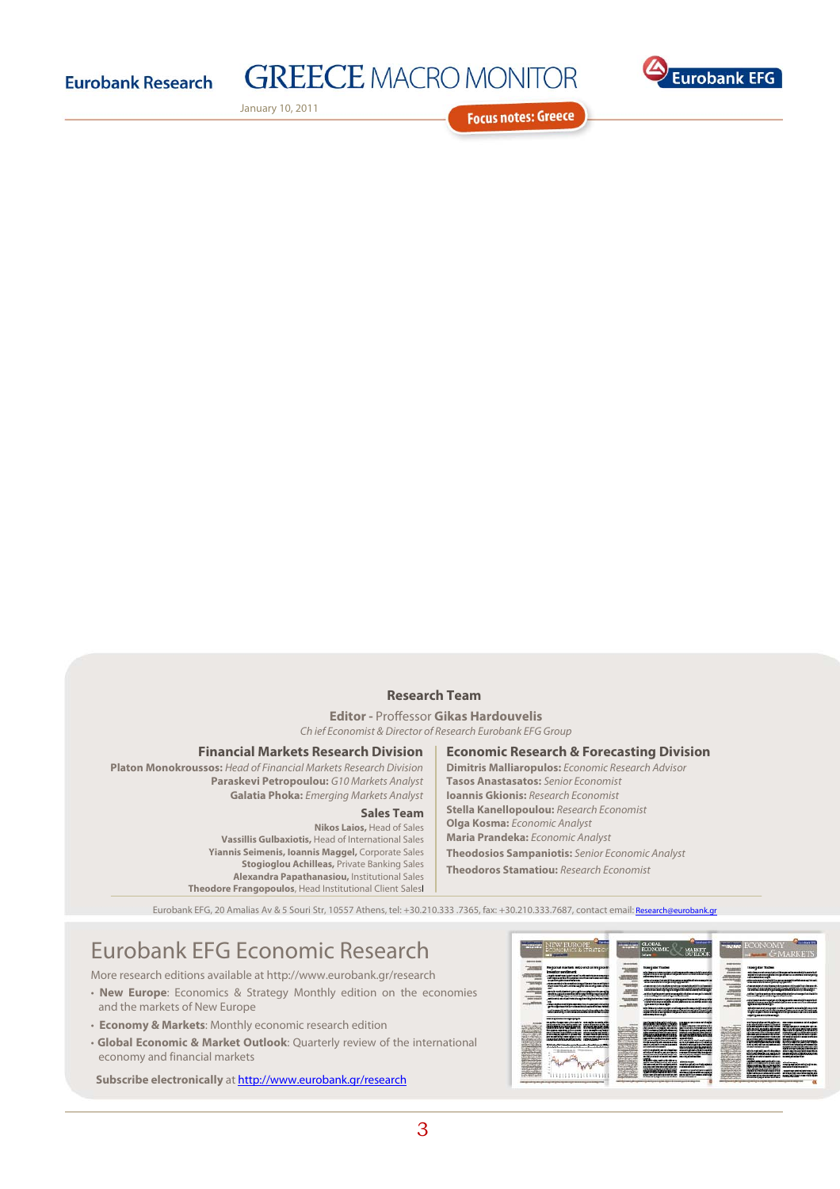### Research Team

**Editor -** Proffessor **Gikas Hardouvelis**
*Chief Economist & Director of Research Eurobank EFG Group*

#### Financial Markets Research Division

**Platon Monokroussos:** *Head of Financial Markets Research Division*
**Paraskevi Petropoulou:** *G10 Markets Analyst*
**Galatia Phoka:** *Emerging Markets Analyst*

#### Sales Team

**Nikos Laios,** Head of Sales
**Vassillis Gulbaxiotis,** Head of International Sales
**Yiannis Seimenis, Ioannis Maggel,** Corporate Sales
**Stogioglou Achilleas,** Private Banking Sales
**Alexandra Papathanasiou,** Institutional Sales
**Theodore Frangopoulos,** Head Institutional Client Salesl

#### Economic Research & Forecasting Division

**Dimitris Malliaropulos:** *Economic Research Advisor*
**Tasos Anastasatos:** *Senior Economist*
**Ioannis Gkionis:** *Research Economist*
**Stella Kanellopoulou:** *Research Economist*
**Olga Kosma:** *Economic Analyst*
**Maria Prandeka:** *Economic Analyst*
**Theodosios Sampaniotis:** *Senior Economic Analyst*
**Theodoros Stamatiou:** *Research Economist*

Eurobank EFG, 20 Amalias Av & 5 Souri Str, 10557 Athens, tel: +30.210.333 .7365, fax: +30.210.333.7687, contact email: Research@eurobank.gr

## Eurobank EFG Economic Research

More research editions available at http://www.eurobank.gr/research

- **New Europe**: Economics & Strategy Monthly edition on the economies and the markets of New Europe
- **Economy & Markets**: Monthly economic research edition
- **Global Economic & Market Outlook**: Quarterly review of the international economy and financial markets

**Subscribe electronically** at http://www.eurobank.gr/research